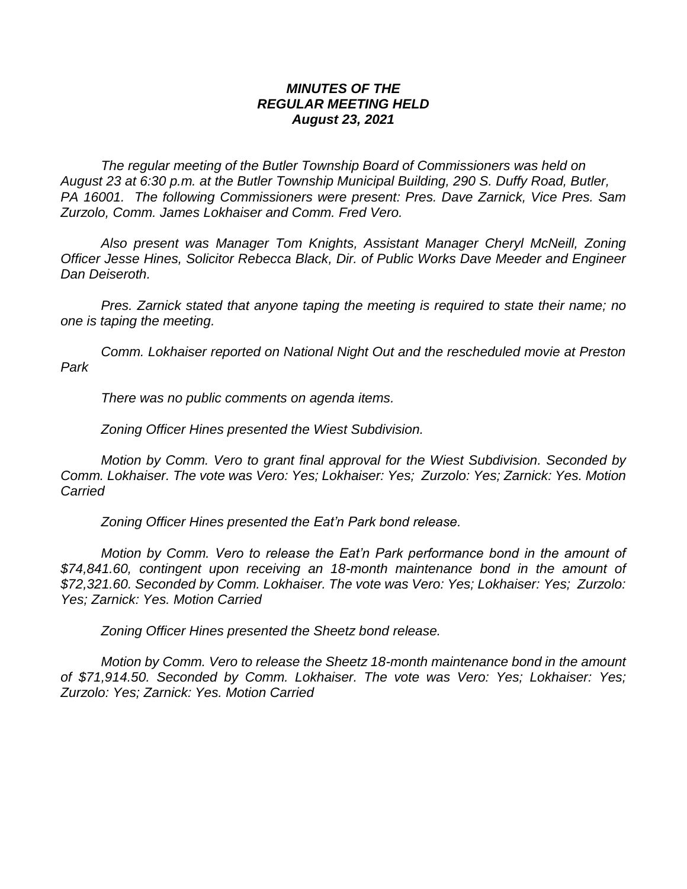***MINUTES OF THE***
***REGULAR MEETING HELD***
***August 23, 2021***

*The regular meeting of the Butler Township Board of Commissioners was held on August 23 at 6:30 p.m. at the Butler Township Municipal Building, 290 S. Duffy Road, Butler, PA 16001. The following Commissioners were present: Pres. Dave Zarnick, Vice Pres. Sam Zurzolo, Comm. James Lokhaiser and Comm. Fred Vero.*

*Also present was Manager Tom Knights, Assistant Manager Cheryl McNeill, Zoning Officer Jesse Hines, Solicitor Rebecca Black, Dir. of Public Works Dave Meeder and Engineer Dan Deiseroth.*

*Pres. Zarnick stated that anyone taping the meeting is required to state their name; no one is taping the meeting.*

*Comm. Lokhaiser reported on National Night Out and the rescheduled movie at Preston Park*

*There was no public comments on agenda items.*

*Zoning Officer Hines presented the Wiest Subdivision.*

*Motion by Comm. Vero to grant final approval for the Wiest Subdivision. Seconded by Comm. Lokhaiser. The vote was Vero: Yes; Lokhaiser: Yes; Zurzolo: Yes; Zarnick: Yes. Motion Carried*

*Zoning Officer Hines presented the Eat'n Park bond release.*

*Motion by Comm. Vero to release the Eat'n Park performance bond in the amount of $74,841.60, contingent upon receiving an 18-month maintenance bond in the amount of $72,321.60. Seconded by Comm. Lokhaiser. The vote was Vero: Yes; Lokhaiser: Yes; Zurzolo: Yes; Zarnick: Yes. Motion Carried*

*Zoning Officer Hines presented the Sheetz bond release.*

*Motion by Comm. Vero to release the Sheetz 18-month maintenance bond in the amount of $71,914.50. Seconded by Comm. Lokhaiser. The vote was Vero: Yes; Lokhaiser: Yes; Zurzolo: Yes; Zarnick: Yes. Motion Carried*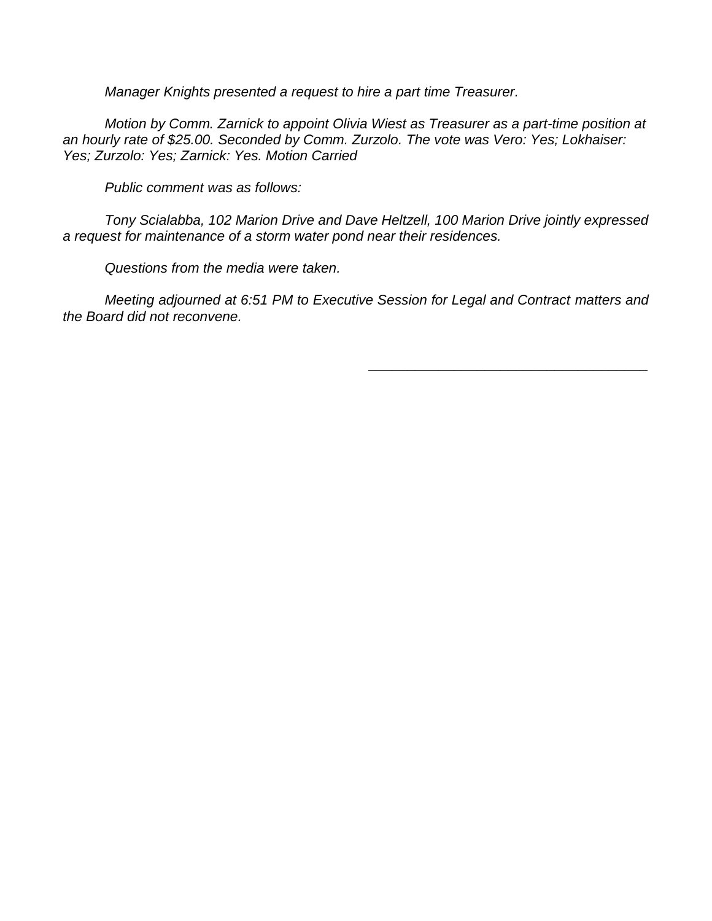*Manager Knights presented a request to hire a part time Treasurer.*

*Motion by Comm. Zarnick to appoint Olivia Wiest as Treasurer as a part-time position at an hourly rate of $25.00. Seconded by Comm. Zurzolo. The vote was Vero: Yes; Lokhaiser: Yes; Zurzolo: Yes; Zarnick: Yes. Motion Carried*

*Public comment was as follows:*

*Tony Scialabba, 102 Marion Drive and Dave Heltzell, 100 Marion Drive jointly expressed a request for maintenance of a storm water pond near their residences.*

*Questions from the media were taken.*

*Meeting adjourned at 6:51 PM to Executive Session for Legal and Contract matters and the Board did not reconvene.*

\_\_\_\_\_\_\_\_\_\_\_\_\_\_\_\_\_\_\_\_\_\_\_\_\_\_\_\_\_\_\_\_\_\_\_\_\_\_